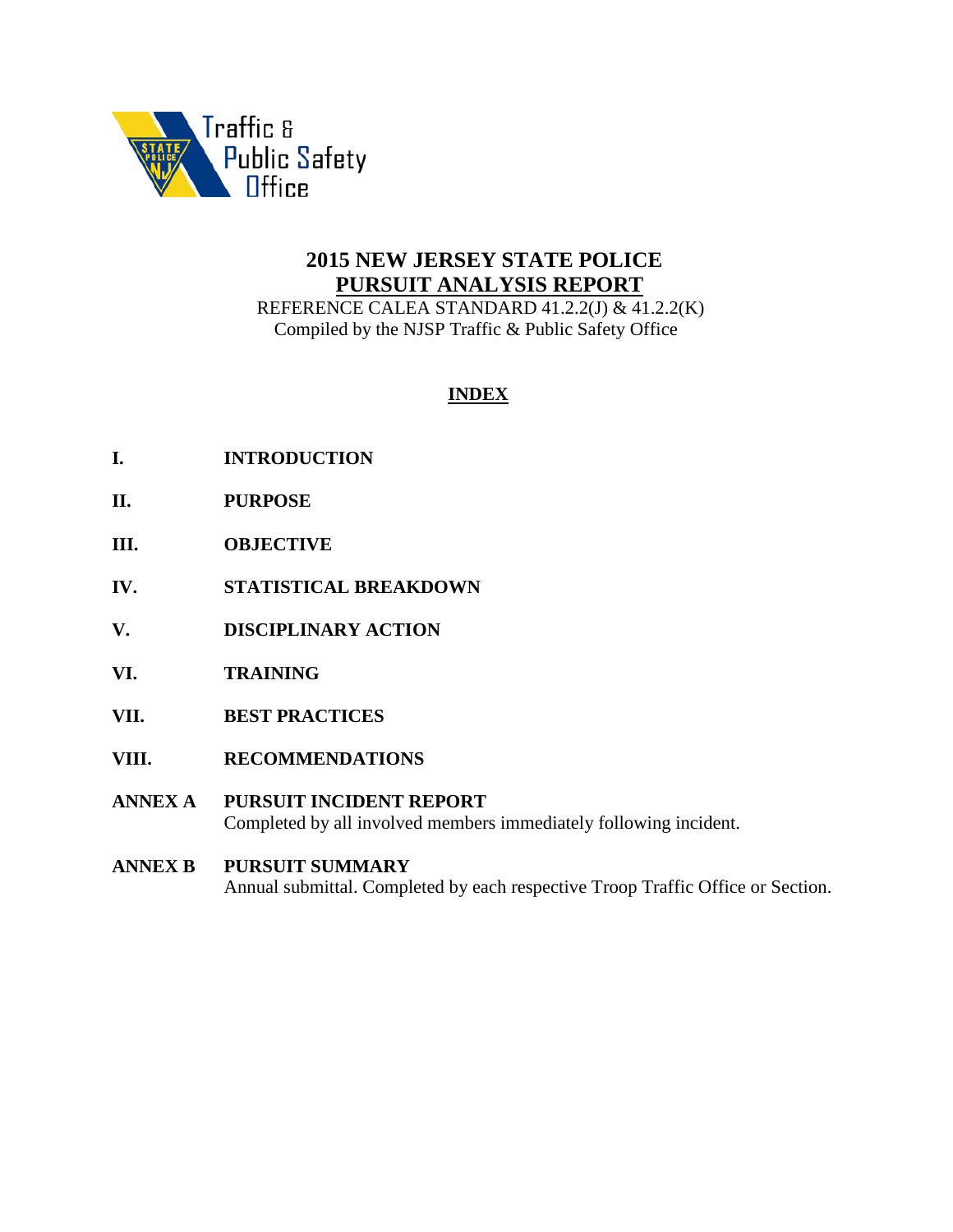Traffic & Public Safety Office

# 2015 NEW JERSEY STATE POLICE
# PURSUIT ANALYSIS REPORT

REFERENCE CALEA STANDARD 41.2.2(J) & 41.2.2(K)
Compiled by the NJSP Traffic & Public Safety Office

## INDEX

**I.** **INTRODUCTION**

**II.** **PURPOSE**

**III.** **OBJECTIVE**

**IV.** **STATISTICAL BREAKDOWN**

**V.** **DISCIPLINARY ACTION**

**VI.** **TRAINING**

**VII.** **BEST PRACTICES**

**VIII.** **RECOMMENDATIONS**

**ANNEX A** **PURSUIT INCIDENT REPORT**
Completed by all involved members immediately following incident.

**ANNEX B** **PURSUIT SUMMARY**
Annual submittal. Completed by each respective Troop Traffic Office or Section.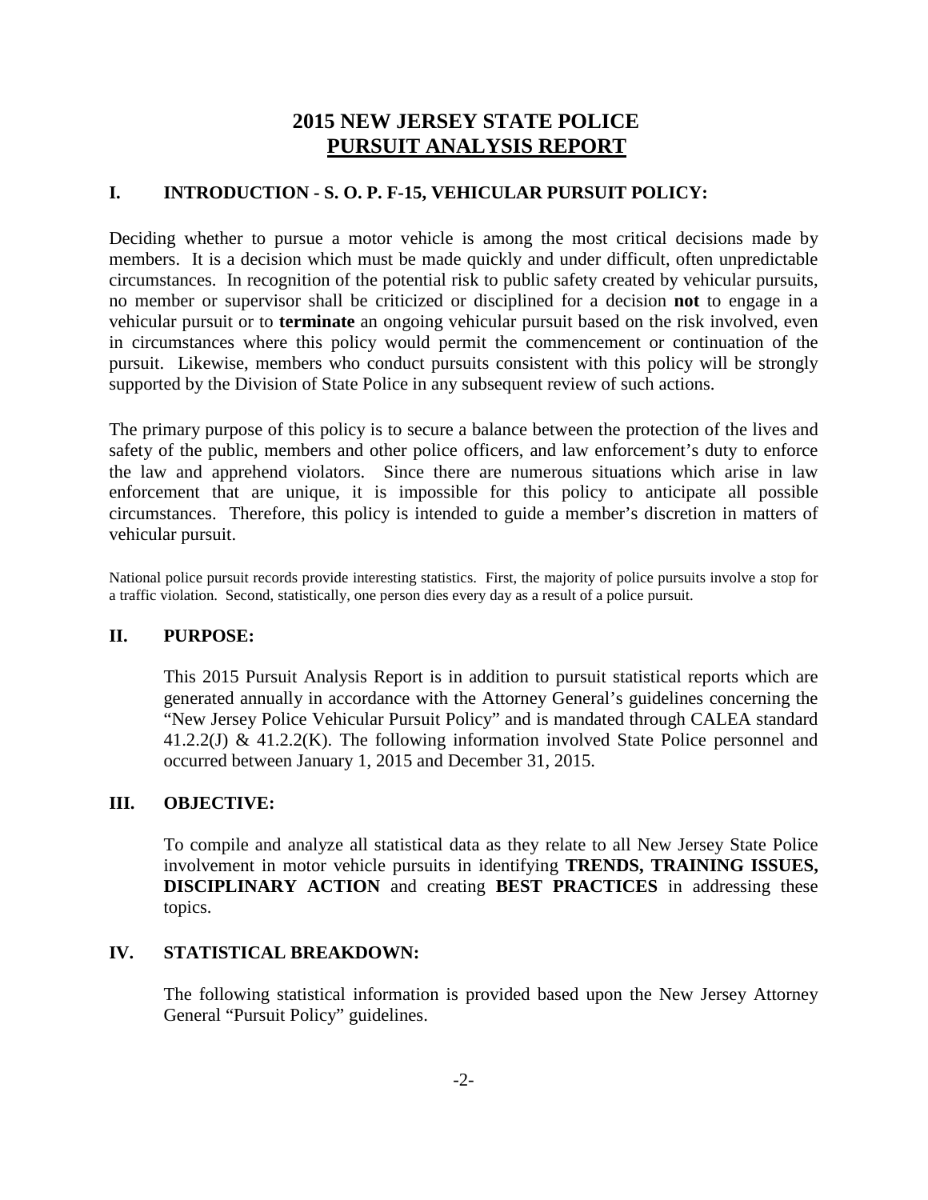# 2015 NEW JERSEY STATE POLICE
## PURSUIT ANALYSIS REPORT

### I. INTRODUCTION - S. O. P. F-15, VEHICULAR PURSUIT POLICY:

Deciding whether to pursue a motor vehicle is among the most critical decisions made by members. It is a decision which must be made quickly and under difficult, often unpredictable circumstances. In recognition of the potential risk to public safety created by vehicular pursuits, no member or supervisor shall be criticized or disciplined for a decision **not** to engage in a vehicular pursuit or to **terminate** an ongoing vehicular pursuit based on the risk involved, even in circumstances where this policy would permit the commencement or continuation of the pursuit. Likewise, members who conduct pursuits consistent with this policy will be strongly supported by the Division of State Police in any subsequent review of such actions.

The primary purpose of this policy is to secure a balance between the protection of the lives and safety of the public, members and other police officers, and law enforcement's duty to enforce the law and apprehend violators. Since there are numerous situations which arise in law enforcement that are unique, it is impossible for this policy to anticipate all possible circumstances. Therefore, this policy is intended to guide a member's discretion in matters of vehicular pursuit.

National police pursuit records provide interesting statistics. First, the majority of police pursuits involve a stop for a traffic violation. Second, statistically, one person dies every day as a result of a police pursuit.

### II. PURPOSE:

This 2015 Pursuit Analysis Report is in addition to pursuit statistical reports which are generated annually in accordance with the Attorney General's guidelines concerning the "New Jersey Police Vehicular Pursuit Policy" and is mandated through CALEA standard 41.2.2(J) & 41.2.2(K). The following information involved State Police personnel and occurred between January 1, 2015 and December 31, 2015.

### III. OBJECTIVE:

To compile and analyze all statistical data as they relate to all New Jersey State Police involvement in motor vehicle pursuits in identifying **TRENDS, TRAINING ISSUES, DISCIPLINARY ACTION** and creating **BEST PRACTICES** in addressing these topics.

### IV. STATISTICAL BREAKDOWN:

The following statistical information is provided based upon the New Jersey Attorney General "Pursuit Policy" guidelines.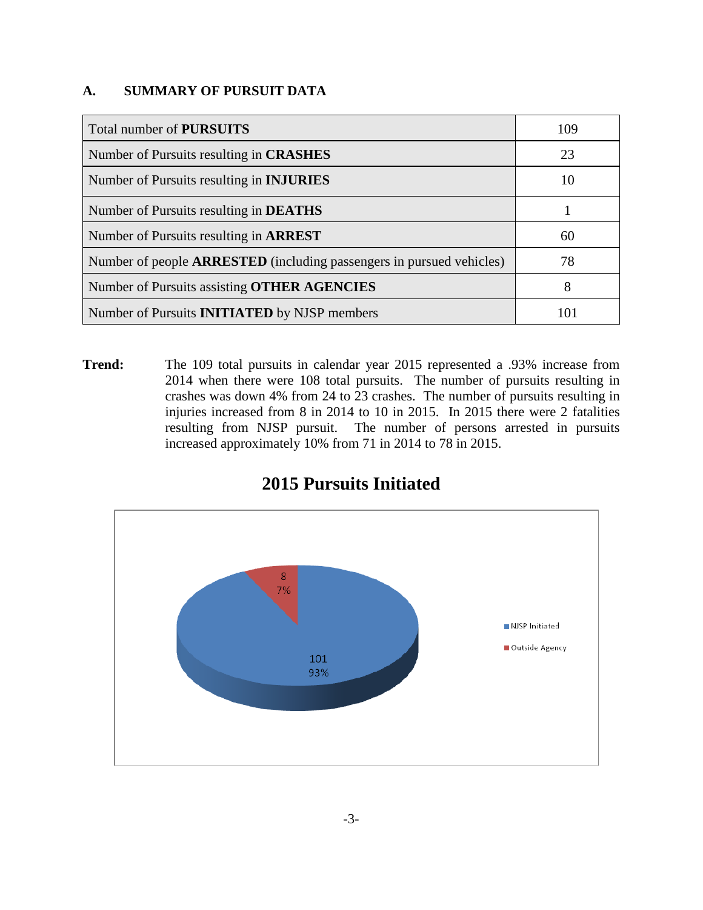## A. SUMMARY OF PURSUIT DATA

| | |
|---|---|
| Total number of **PURSUITS** | 109 |
| Number of Pursuits resulting in **CRASHES** | 23 |
| Number of Pursuits resulting in **INJURIES** | 10 |
| Number of Pursuits resulting in **DEATHS** | 1 |
| Number of Pursuits resulting in **ARREST** | 60 |
| Number of people **ARRESTED** (including passengers in pursued vehicles) | 78 |
| Number of Pursuits assisting **OTHER AGENCIES** | 8 |
| Number of Pursuits **INITIATED** by NJSP members | 101 |

**Trend:** The 109 total pursuits in calendar year 2015 represented a .93% increase from 2014 when there were 108 total pursuits. The number of pursuits resulting in crashes was down 4% from 24 to 23 crashes. The number of pursuits resulting in injuries increased from 8 in 2014 to 10 in 2015. In 2015 there were 2 fatalities resulting from NJSP pursuit. The number of persons arrested in pursuits increased approximately 10% from 71 in 2014 to 78 in 2015.

### 2015 Pursuits Initiated

| Category | Number | Percent |
|---|---|---|
| NJSP Initiated | 101 | 93% |
| Outside Agency | 8 | 7% |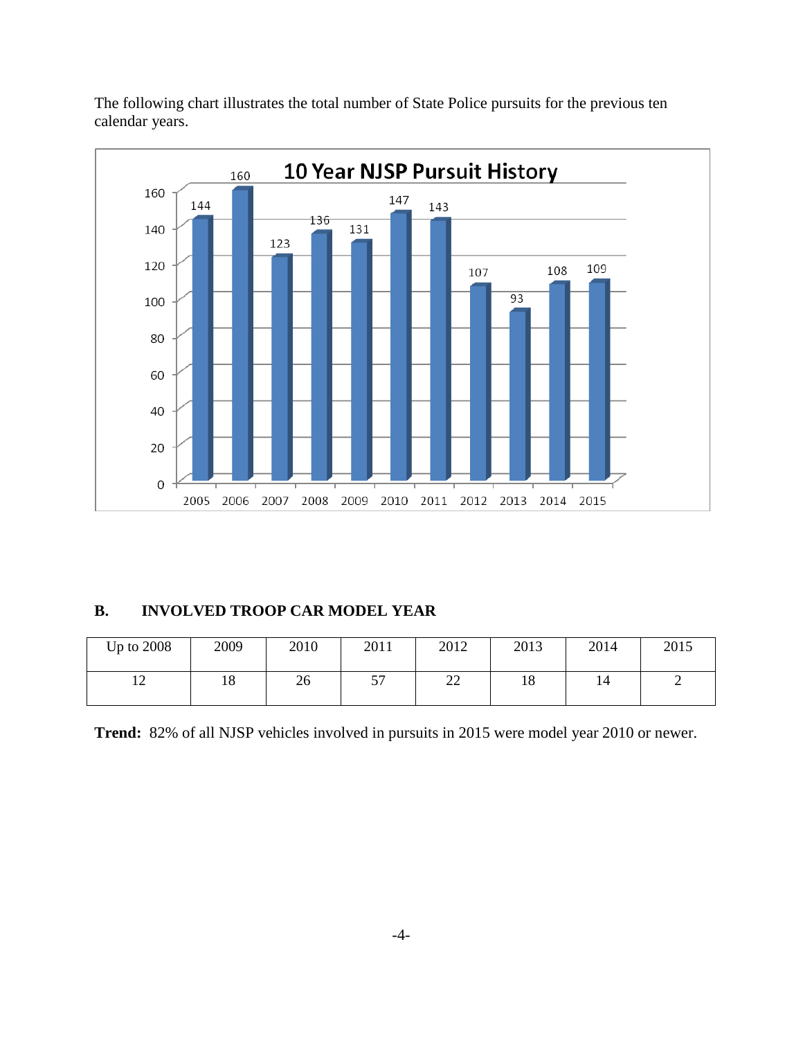The following chart illustrates the total number of State Police pursuits for the previous ten calendar years.

**10 Year NJSP Pursuit History**

| 2005 | 2006 | 2007 | 2008 | 2009 | 2010 | 2011 | 2012 | 2013 | 2014 | 2015 |
|---|---|---|---|---|---|---|---|---|---|---|
| 144 | 160 | 123 | 136 | 131 | 147 | 143 | 107 | 93 | 108 | 109 |

## B. INVOLVED TROOP CAR MODEL YEAR

| Up to 2008 | 2009 | 2010 | 2011 | 2012 | 2013 | 2014 | 2015 |
|---|---|---|---|---|---|---|---|
| 12 | 18 | 26 | 57 | 22 | 18 | 14 | 2 |

**Trend:** 82% of all NJSP vehicles involved in pursuits in 2015 were model year 2010 or newer.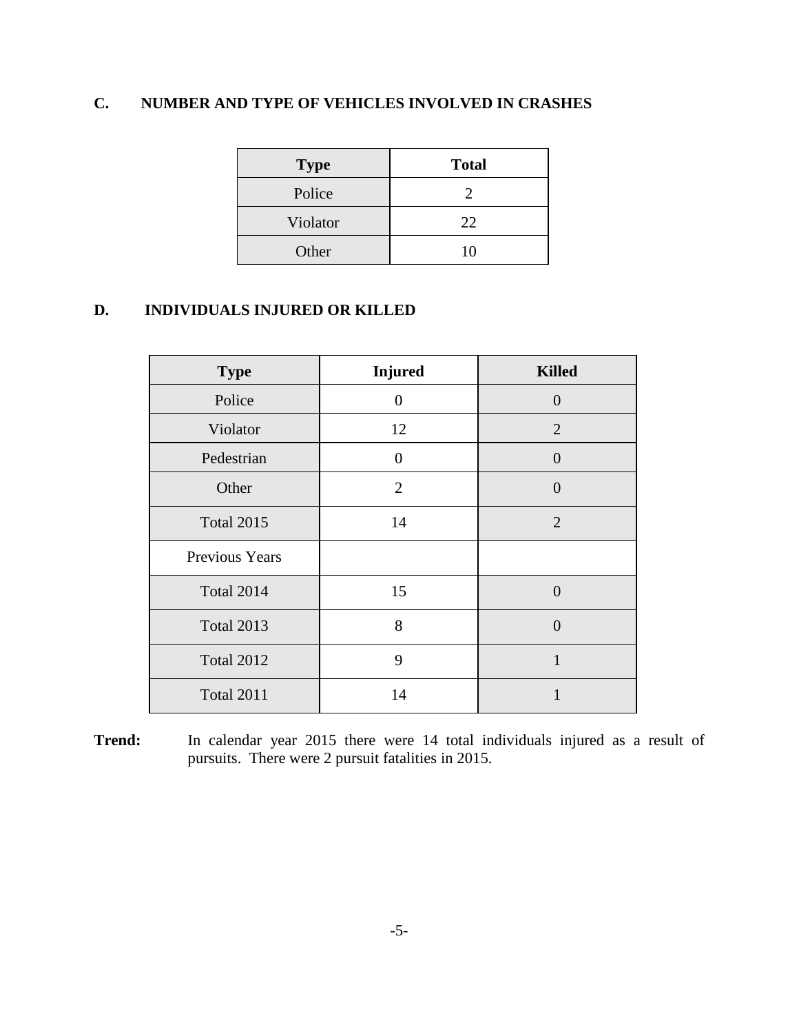## C. NUMBER AND TYPE OF VEHICLES INVOLVED IN CRASHES

| Type | Total |
|---|---|
| Police | 2 |
| Violator | 22 |
| Other | 10 |

## D. INDIVIDUALS INJURED OR KILLED

| Type | Injured | Killed |
|---|---|---|
| Police | 0 | 0 |
| Violator | 12 | 2 |
| Pedestrian | 0 | 0 |
| Other | 2 | 0 |
| Total 2015 | 14 | 2 |
| Previous Years | | |
| Total 2014 | 15 | 0 |
| Total 2013 | 8 | 0 |
| Total 2012 | 9 | 1 |
| Total 2011 | 14 | 1 |

**Trend:** In calendar year 2015 there were 14 total individuals injured as a result of pursuits. There were 2 pursuit fatalities in 2015.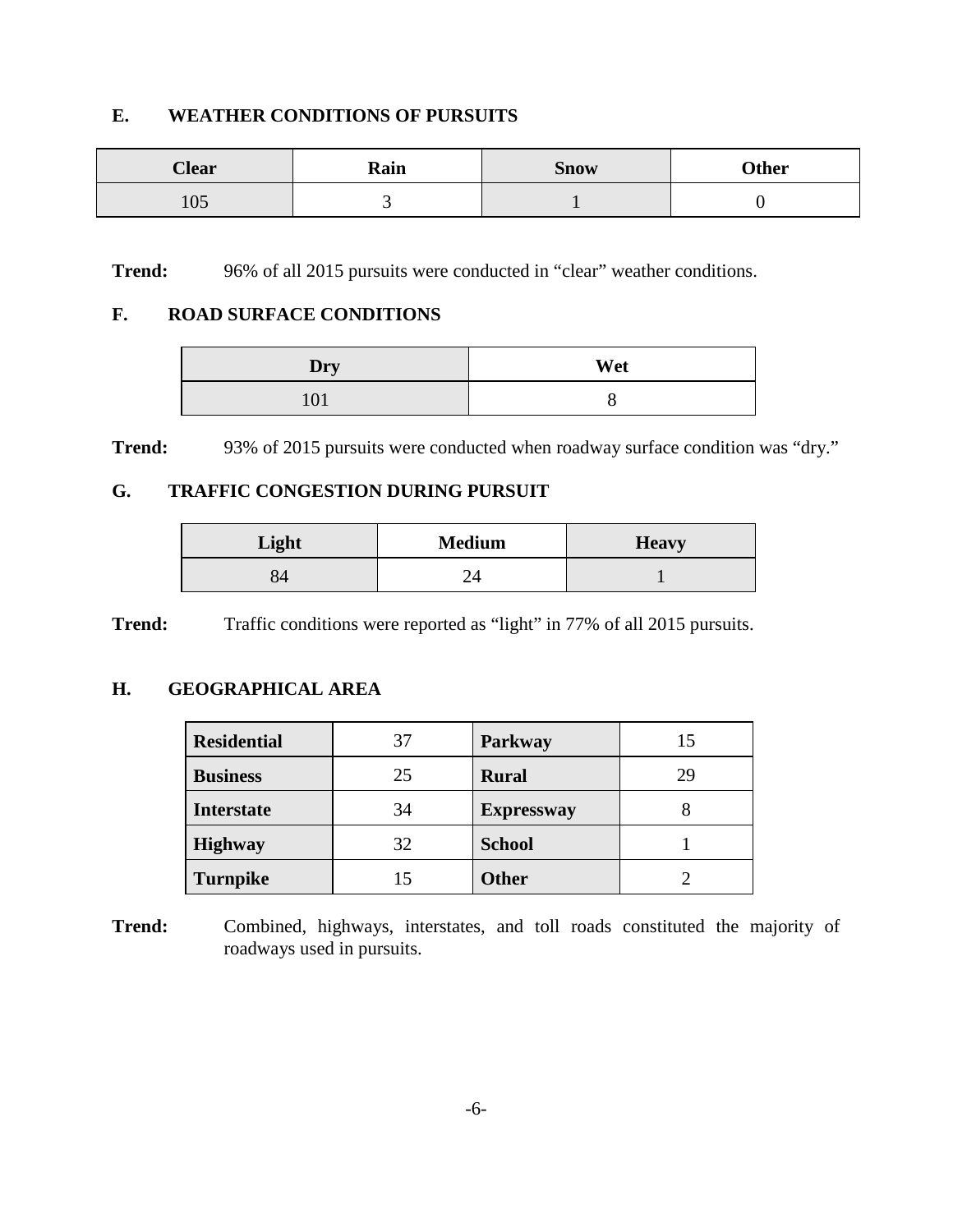## E. WEATHER CONDITIONS OF PURSUITS

| Clear | Rain | Snow | Other |
|---|---|---|---|
| 105 | 3 | 1 | 0 |

**Trend:** 96% of all 2015 pursuits were conducted in "clear" weather conditions.

## F. ROAD SURFACE CONDITIONS

| Dry | Wet |
|---|---|
| 101 | 8 |

**Trend:** 93% of 2015 pursuits were conducted when roadway surface condition was "dry."

## G. TRAFFIC CONGESTION DURING PURSUIT

| Light | Medium | Heavy |
|---|---|---|
| 84 | 24 | 1 |

**Trend:** Traffic conditions were reported as "light" in 77% of all 2015 pursuits.

## H. GEOGRAPHICAL AREA

| | | | |
|---|---|---|---|
| **Residential** | 37 | **Parkway** | 15 |
| **Business** | 25 | **Rural** | 29 |
| **Interstate** | 34 | **Expressway** | 8 |
| **Highway** | 32 | **School** | 1 |
| **Turnpike** | 15 | **Other** | 2 |

**Trend:** Combined, highways, interstates, and toll roads constituted the majority of roadways used in pursuits.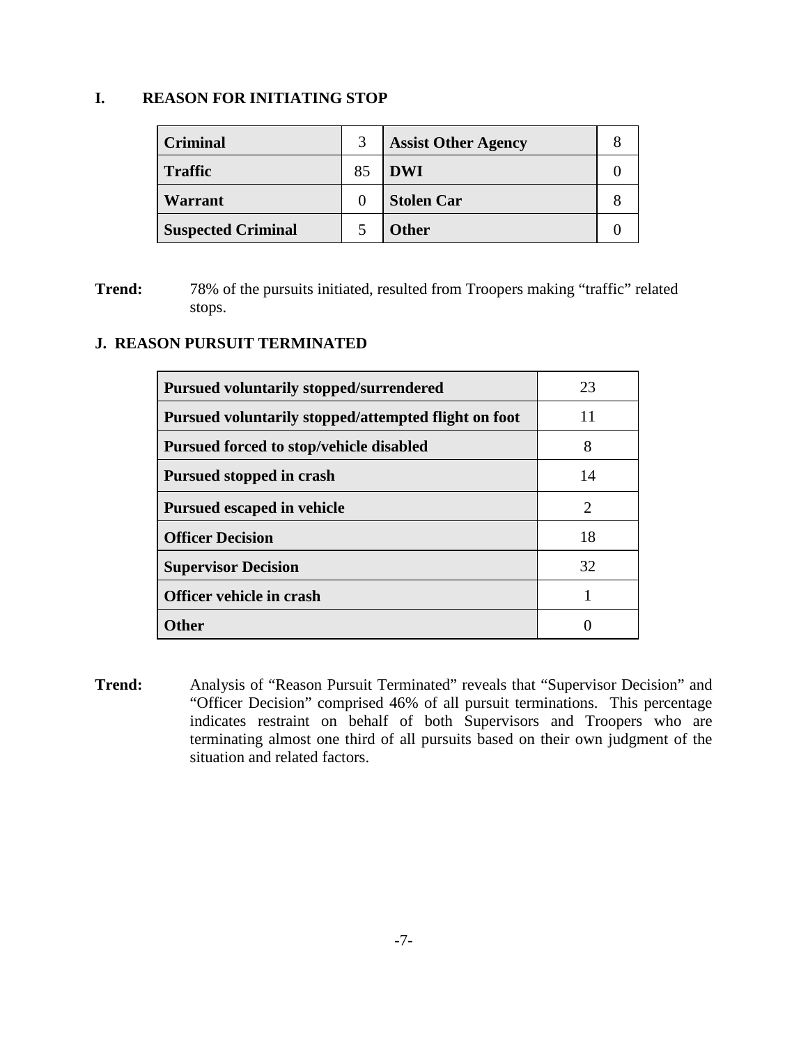## I. REASON FOR INITIATING STOP

| | | | |
|---|---|---|---|
| **Criminal** | 3 | **Assist Other Agency** | 8 |
| **Traffic** | 85 | **DWI** | 0 |
| **Warrant** | 0 | **Stolen Car** | 8 |
| **Suspected Criminal** | 5 | **Other** | 0 |

**Trend:** 78% of the pursuits initiated, resulted from Troopers making "traffic" related stops.

## J. REASON PURSUIT TERMINATED

| | |
|---|---|
| **Pursued voluntarily stopped/surrendered** | 23 |
| **Pursued voluntarily stopped/attempted flight on foot** | 11 |
| **Pursued forced to stop/vehicle disabled** | 8 |
| **Pursued stopped in crash** | 14 |
| **Pursued escaped in vehicle** | 2 |
| **Officer Decision** | 18 |
| **Supervisor Decision** | 32 |
| **Officer vehicle in crash** | 1 |
| **Other** | 0 |

**Trend:** Analysis of "Reason Pursuit Terminated" reveals that "Supervisor Decision" and "Officer Decision" comprised 46% of all pursuit terminations. This percentage indicates restraint on behalf of both Supervisors and Troopers who are terminating almost one third of all pursuits based on their own judgment of the situation and related factors.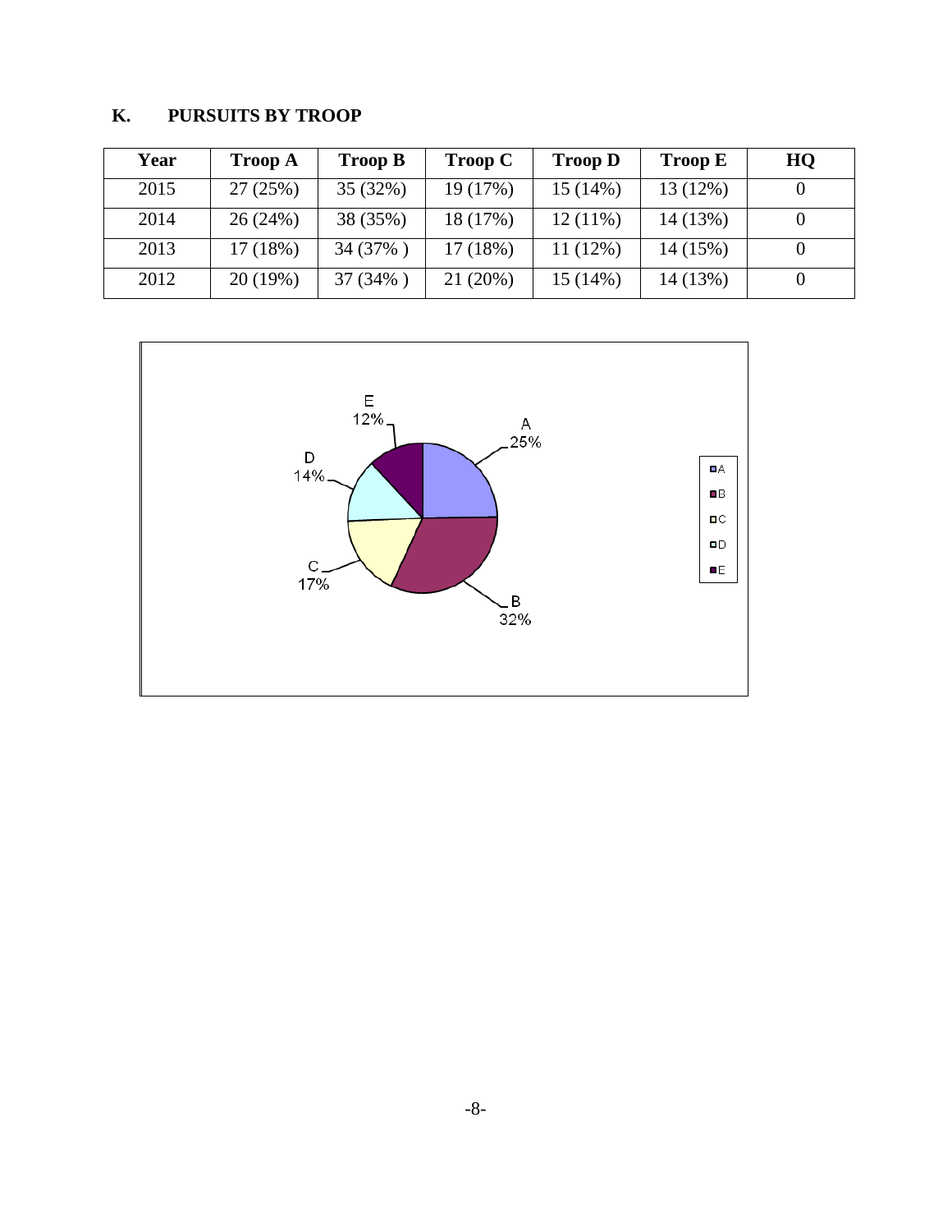## K. PURSUITS BY TROOP

| Year | Troop A | Troop B | Troop C | Troop D | Troop E | HQ |
|---|---|---|---|---|---|---|
| 2015 | 27 (25%) | 35 (32%) | 19 (17%) | 15 (14%) | 13 (12%) | 0 |
| 2014 | 26 (24%) | 38 (35%) | 18 (17%) | 12 (11%) | 14 (13%) | 0 |
| 2013 | 17 (18%) | 34 (37% ) | 17 (18%) | 11 (12%) | 14 (15%) | 0 |
| 2012 | 20 (19%) | 37 (34% ) | 21 (20%) | 15 (14%) | 14 (13%) | 0 |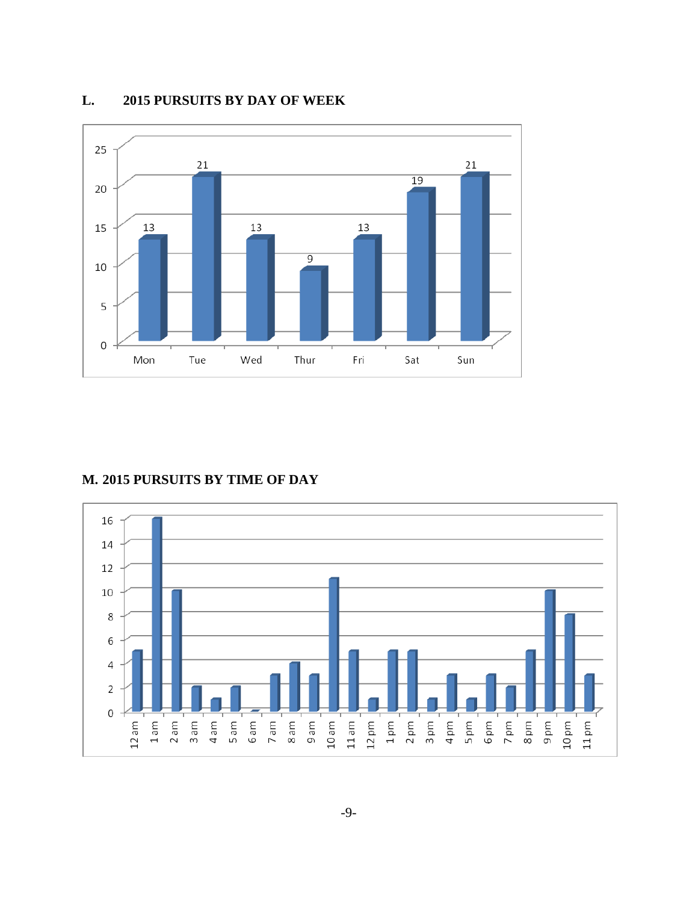## L. 2015 PURSUITS BY DAY OF WEEK

| Day | Pursuits |
|---|---|
| Mon | 13 |
| Tue | 21 |
| Wed | 13 |
| Thur | 9 |
| Fri | 13 |
| Sat | 19 |
| Sun | 21 |

## M. 2015 PURSUITS BY TIME OF DAY

| Time | Pursuits |
|---|---|
| 12 am | 5 |
| 1 am | 16 |
| 2 am | 10 |
| 3 am | 2 |
| 4 am | 1 |
| 5 am | 2 |
| 6 am | 0 |
| 7 am | 3 |
| 8 am | 4 |
| 9 am | 3 |
| 10 am | 11 |
| 11 am | 5 |
| 12 pm | 1 |
| 1 pm | 5 |
| 2 pm | 5 |
| 3 pm | 1 |
| 4 pm | 3 |
| 5 pm | 1 |
| 6 pm | 3 |
| 7 pm | 2 |
| 8 pm | 5 |
| 9 pm | 10 |
| 10 pm | 8 |
| 11 pm | 3 |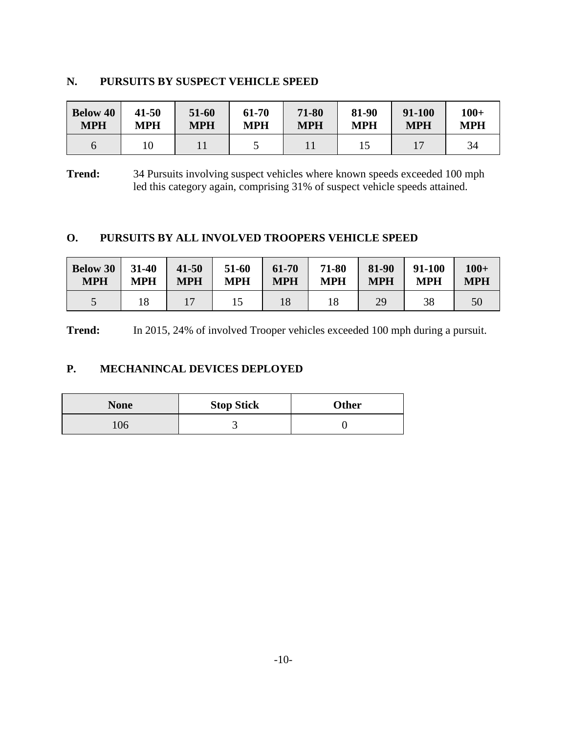## N. PURSUITS BY SUSPECT VEHICLE SPEED

| Below 40 MPH | 41-50 MPH | 51-60 MPH | 61-70 MPH | 71-80 MPH | 81-90 MPH | 91-100 MPH | 100+ MPH |
|---|---|---|---|---|---|---|---|
| 6 | 10 | 11 | 5 | 11 | 15 | 17 | 34 |

**Trend:** 34 Pursuits involving suspect vehicles where known speeds exceeded 100 mph led this category again, comprising 31% of suspect vehicle speeds attained.

## O. PURSUITS BY ALL INVOLVED TROOPERS VEHICLE SPEED

| Below 30 MPH | 31-40 MPH | 41-50 MPH | 51-60 MPH | 61-70 MPH | 71-80 MPH | 81-90 MPH | 91-100 MPH | 100+ MPH |
|---|---|---|---|---|---|---|---|---|
| 5 | 18 | 17 | 15 | 18 | 18 | 29 | 38 | 50 |

**Trend:** In 2015, 24% of involved Trooper vehicles exceeded 100 mph during a pursuit.

## P. MECHANINCAL DEVICES DEPLOYED

| None | Stop Stick | Other |
|---|---|---|
| 106 | 3 | 0 |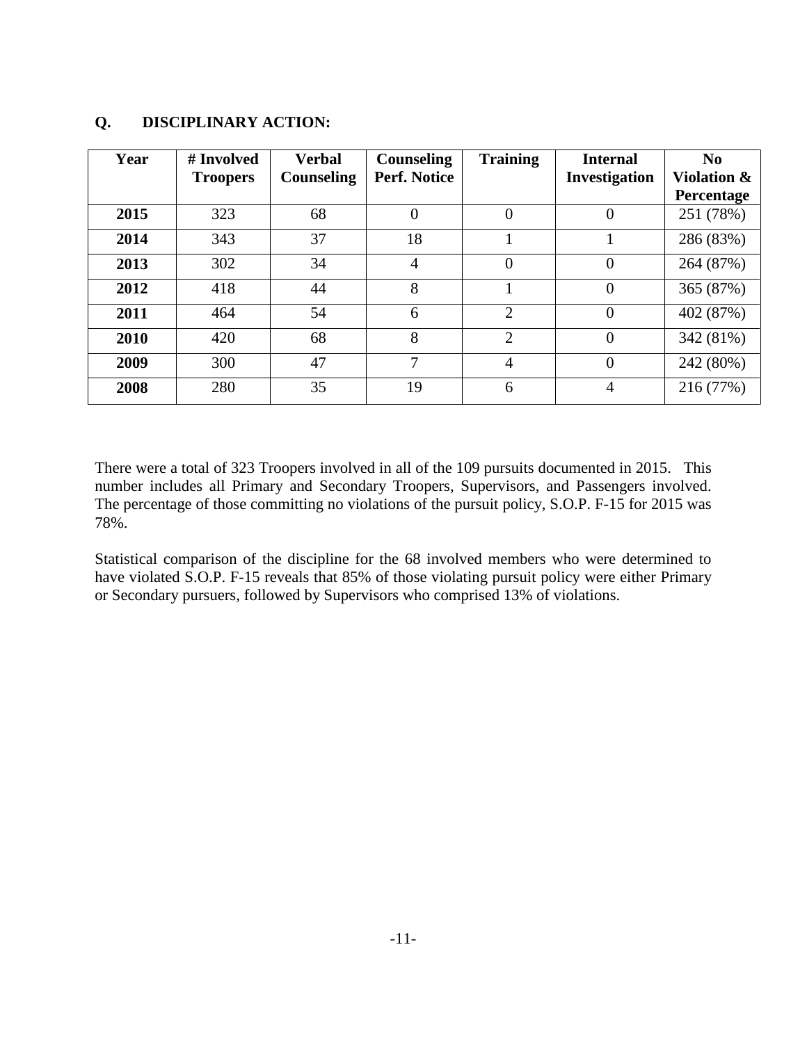## Q. DISCIPLINARY ACTION:

| Year | # Involved Troopers | Verbal Counseling | Counseling Perf. Notice | Training | Internal Investigation | No Violation & Percentage |
|---|---|---|---|---|---|---|
| **2015** | 323 | 68 | 0 | 0 | 0 | 251 (78%) |
| **2014** | 343 | 37 | 18 | 1 | 1 | 286 (83%) |
| **2013** | 302 | 34 | 4 | 0 | 0 | 264 (87%) |
| **2012** | 418 | 44 | 8 | 1 | 0 | 365 (87%) |
| **2011** | 464 | 54 | 6 | 2 | 0 | 402 (87%) |
| **2010** | 420 | 68 | 8 | 2 | 0 | 342 (81%) |
| **2009** | 300 | 47 | 7 | 4 | 0 | 242 (80%) |
| **2008** | 280 | 35 | 19 | 6 | 4 | 216 (77%) |

There were a total of 323 Troopers involved in all of the 109 pursuits documented in 2015. This number includes all Primary and Secondary Troopers, Supervisors, and Passengers involved. The percentage of those committing no violations of the pursuit policy, S.O.P. F-15 for 2015 was 78%.

Statistical comparison of the discipline for the 68 involved members who were determined to have violated S.O.P. F-15 reveals that 85% of those violating pursuit policy were either Primary or Secondary pursuers, followed by Supervisors who comprised 13% of violations.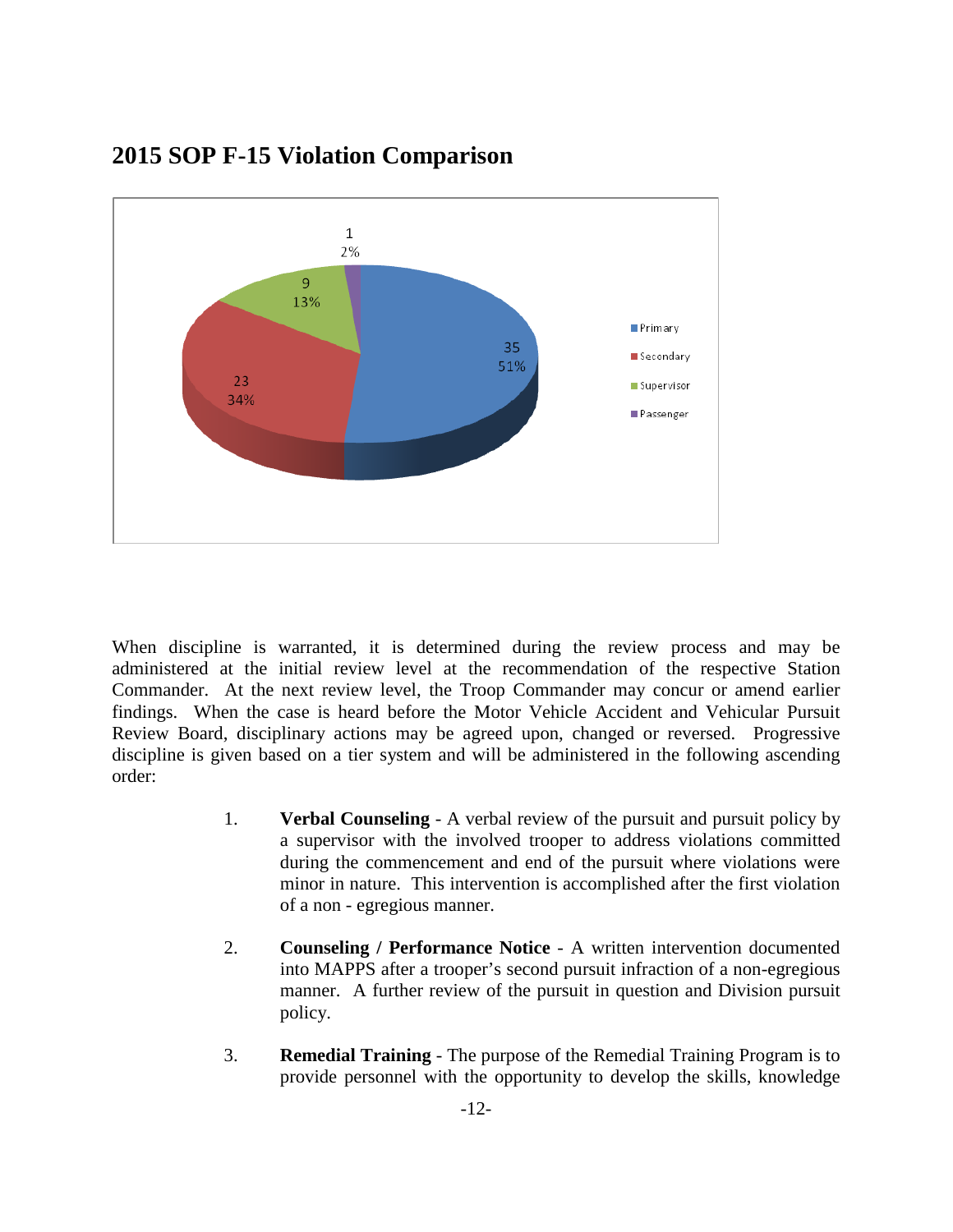## 2015 SOP F-15 Violation Comparison

| Category | Count | Percentage |
| --- | --- | --- |
| Primary | 35 | 51% |
| Secondary | 23 | 34% |
| Supervisor | 9 | 13% |
| Passenger | 1 | 2% |

When discipline is warranted, it is determined during the review process and may be administered at the initial review level at the recommendation of the respective Station Commander. At the next review level, the Troop Commander may concur or amend earlier findings. When the case is heard before the Motor Vehicle Accident and Vehicular Pursuit Review Board, disciplinary actions may be agreed upon, changed or reversed. Progressive discipline is given based on a tier system and will be administered in the following ascending order:

1. **Verbal Counseling** - A verbal review of the pursuit and pursuit policy by a supervisor with the involved trooper to address violations committed during the commencement and end of the pursuit where violations were minor in nature. This intervention is accomplished after the first violation of a non - egregious manner.

2. **Counseling / Performance Notice** - A written intervention documented into MAPPS after a trooper's second pursuit infraction of a non-egregious manner. A further review of the pursuit in question and Division pursuit policy.

3. **Remedial Training** - The purpose of the Remedial Training Program is to provide personnel with the opportunity to develop the skills, knowledge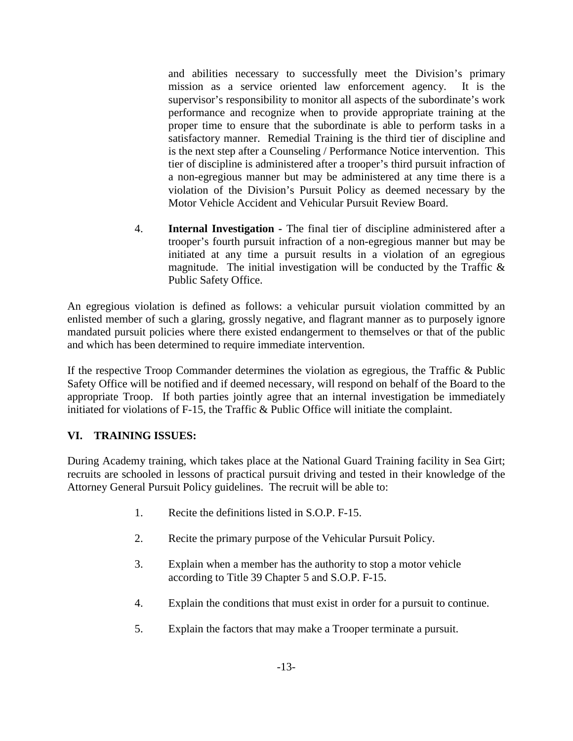and abilities necessary to successfully meet the Division's primary mission as a service oriented law enforcement agency. It is the supervisor's responsibility to monitor all aspects of the subordinate's work performance and recognize when to provide appropriate training at the proper time to ensure that the subordinate is able to perform tasks in a satisfactory manner. Remedial Training is the third tier of discipline and is the next step after a Counseling / Performance Notice intervention. This tier of discipline is administered after a trooper's third pursuit infraction of a non-egregious manner but may be administered at any time there is a violation of the Division's Pursuit Policy as deemed necessary by the Motor Vehicle Accident and Vehicular Pursuit Review Board.

4. **Internal Investigation -** The final tier of discipline administered after a trooper's fourth pursuit infraction of a non-egregious manner but may be initiated at any time a pursuit results in a violation of an egregious magnitude. The initial investigation will be conducted by the Traffic & Public Safety Office.

An egregious violation is defined as follows: a vehicular pursuit violation committed by an enlisted member of such a glaring, grossly negative, and flagrant manner as to purposely ignore mandated pursuit policies where there existed endangerment to themselves or that of the public and which has been determined to require immediate intervention.

If the respective Troop Commander determines the violation as egregious, the Traffic & Public Safety Office will be notified and if deemed necessary, will respond on behalf of the Board to the appropriate Troop. If both parties jointly agree that an internal investigation be immediately initiated for violations of F-15, the Traffic & Public Office will initiate the complaint.

## VI. TRAINING ISSUES:

During Academy training, which takes place at the National Guard Training facility in Sea Girt; recruits are schooled in lessons of practical pursuit driving and tested in their knowledge of the Attorney General Pursuit Policy guidelines. The recruit will be able to:

1. Recite the definitions listed in S.O.P. F-15.
2. Recite the primary purpose of the Vehicular Pursuit Policy.
3. Explain when a member has the authority to stop a motor vehicle according to Title 39 Chapter 5 and S.O.P. F-15.
4. Explain the conditions that must exist in order for a pursuit to continue.
5. Explain the factors that may make a Trooper terminate a pursuit.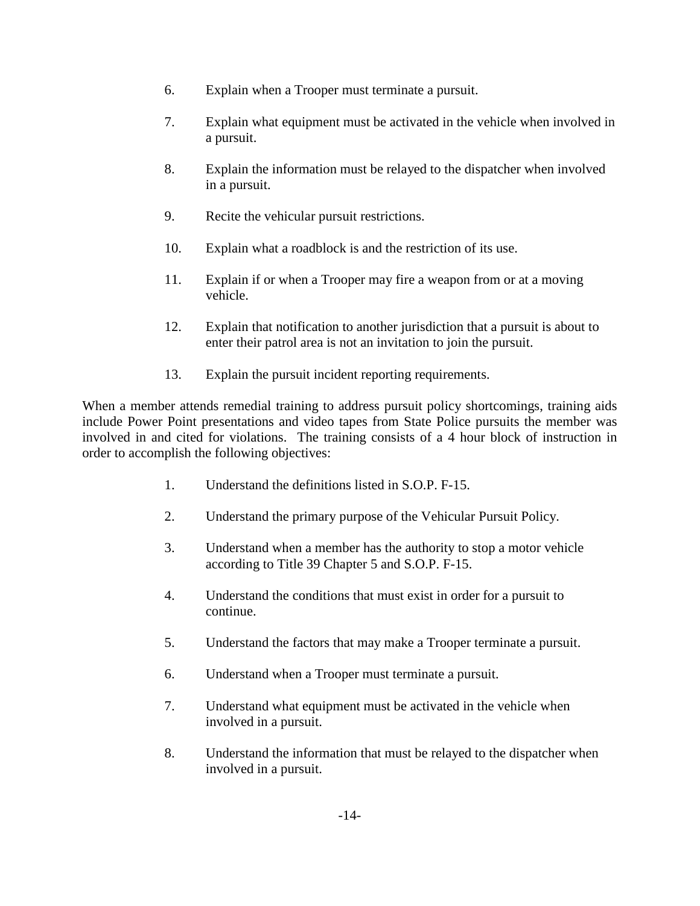6. Explain when a Trooper must terminate a pursuit.

7. Explain what equipment must be activated in the vehicle when involved in a pursuit.

8. Explain the information must be relayed to the dispatcher when involved in a pursuit.

9. Recite the vehicular pursuit restrictions.

10. Explain what a roadblock is and the restriction of its use.

11. Explain if or when a Trooper may fire a weapon from or at a moving vehicle.

12. Explain that notification to another jurisdiction that a pursuit is about to enter their patrol area is not an invitation to join the pursuit.

13. Explain the pursuit incident reporting requirements.

When a member attends remedial training to address pursuit policy shortcomings, training aids include Power Point presentations and video tapes from State Police pursuits the member was involved in and cited for violations. The training consists of a 4 hour block of instruction in order to accomplish the following objectives:

1. Understand the definitions listed in S.O.P. F-15.

2. Understand the primary purpose of the Vehicular Pursuit Policy.

3. Understand when a member has the authority to stop a motor vehicle according to Title 39 Chapter 5 and S.O.P. F-15.

4. Understand the conditions that must exist in order for a pursuit to continue.

5. Understand the factors that may make a Trooper terminate a pursuit.

6. Understand when a Trooper must terminate a pursuit.

7. Understand what equipment must be activated in the vehicle when involved in a pursuit.

8. Understand the information that must be relayed to the dispatcher when involved in a pursuit.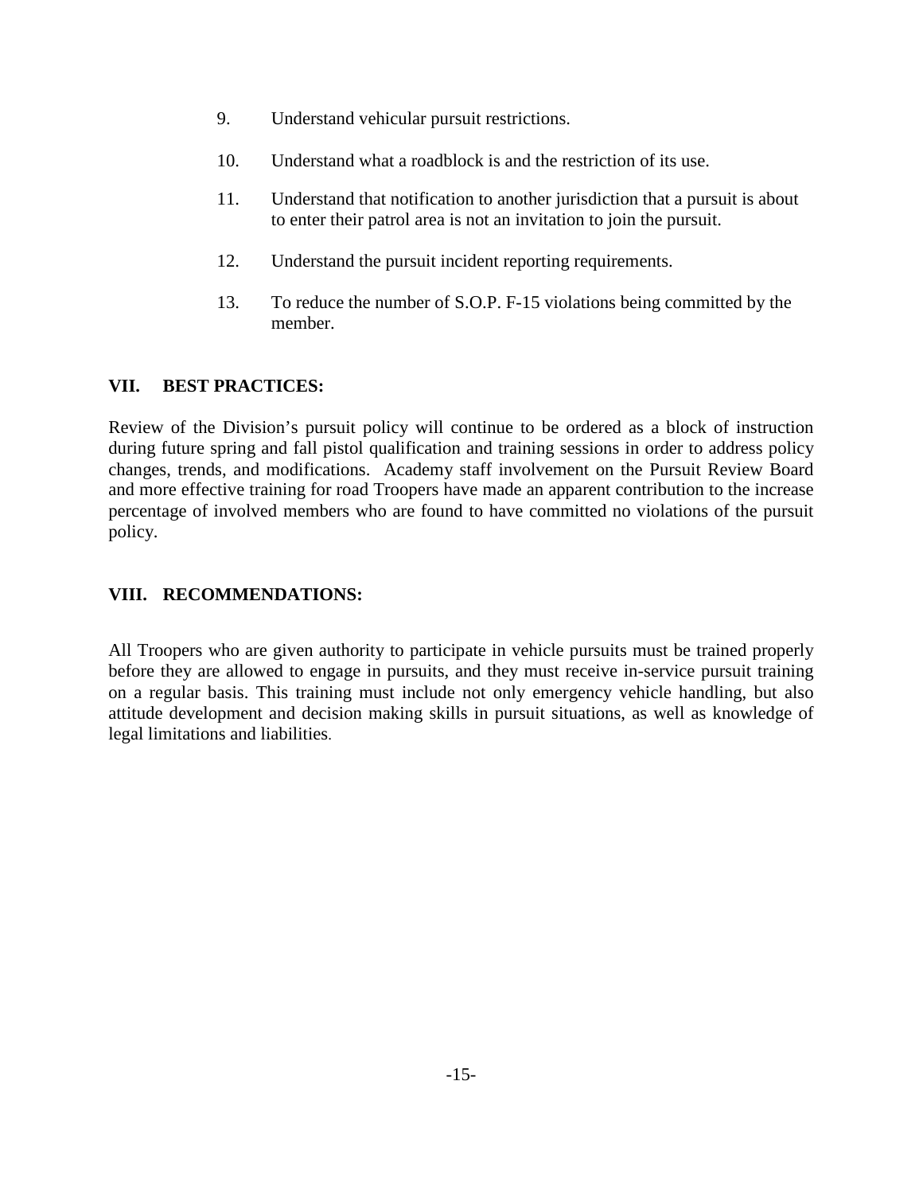9. Understand vehicular pursuit restrictions.

10. Understand what a roadblock is and the restriction of its use.

11. Understand that notification to another jurisdiction that a pursuit is about to enter their patrol area is not an invitation to join the pursuit.

12. Understand the pursuit incident reporting requirements.

13. To reduce the number of S.O.P. F-15 violations being committed by the member.

## VII. BEST PRACTICES:

Review of the Division's pursuit policy will continue to be ordered as a block of instruction during future spring and fall pistol qualification and training sessions in order to address policy changes, trends, and modifications. Academy staff involvement on the Pursuit Review Board and more effective training for road Troopers have made an apparent contribution to the increase percentage of involved members who are found to have committed no violations of the pursuit policy.

## VIII. RECOMMENDATIONS:

All Troopers who are given authority to participate in vehicle pursuits must be trained properly before they are allowed to engage in pursuits, and they must receive in-service pursuit training on a regular basis. This training must include not only emergency vehicle handling, but also attitude development and decision making skills in pursuit situations, as well as knowledge of legal limitations and liabilities.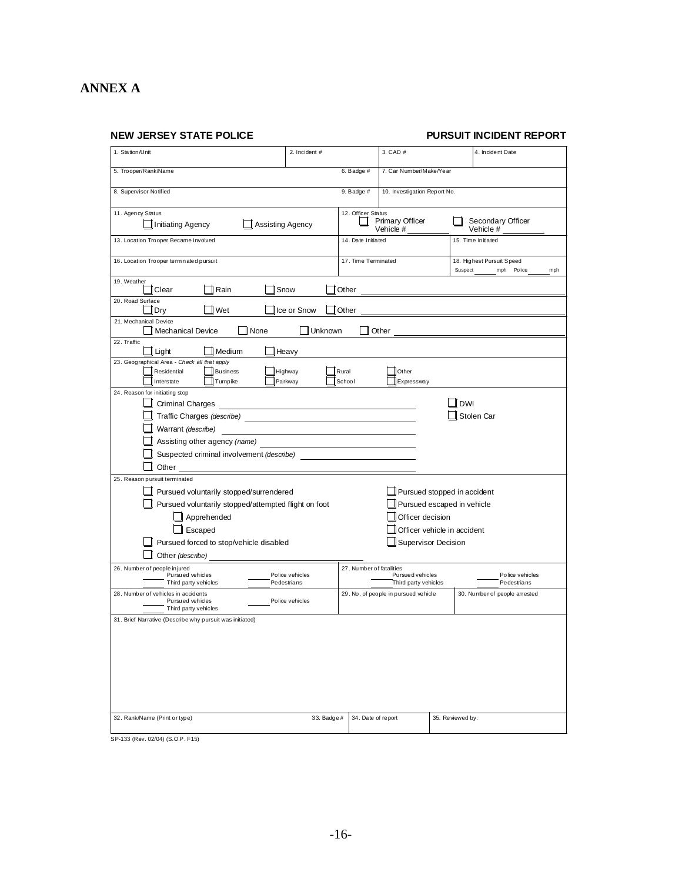# ANNEX A

**NEW JERSEY STATE POLICE** **PURSUIT INCIDENT REPORT**

| 1. Station/Unit | 2. Incident # | 3. CAD # | 4. Incident Date |
|---|---|---|---|
| | | | |

| 5. Trooper/Rank/Name | 6. Badge # | 7. Car Number/Make/Year |
|---|---|---|
| | | |

| 8. Supervisor Notified | 9. Badge # | 10. Investigation Report No. |
|---|---|---|
| | | |

| 11. Agency Status | 12. Officer Status |
|---|---|
| ☐ Initiating Agency ☐ Assisting Agency | ☐ Primary Officer Vehicle # ______ ☐ Secondary Officer Vehicle # ______ |

| 13. Location Trooper Became Involved | 14. Date Initiated | 15. Time Initiated |
|---|---|---|
| | | |

| 16. Location Trooper terminated pursuit | 17. Time Terminated | 18. Highest Pursuit Speed |
|---|---|---|
| | | Suspect ______ mph Police ______ mph |

19. Weather
☐ Clear ☐ Rain ☐ Snow ☐ Other ____________

20. Road Surface
☐ Dry ☐ Wet ☐ Ice or Snow ☐ Other ____________

21. Mechanical Device
☐ Mechanical Device ☐ None ☐ Unknown ☐ Other ____________

22. Traffic
☐ Light ☐ Medium ☐ Heavy

23. Geographical Area - *Check all that apply*
☐ Residential ☐ Business ☐ Highway ☐ Rural ☐ Other
☐ Interstate ☐ Turnpike ☐ Parkway ☐ School ☐ Expressway

24. Reason for initiating stop
☐ Criminal Charges ____________ ☐ DWI
☐ Traffic Charges *(describe)* ____________ ☐ Stolen Car
☐ Warrant *(describe)* ____________
☐ Assisting other agency *(name)* ____________
☐ Suspected criminal involvement *(describe)* ____________
☐ Other ____________

25. Reason pursuit terminated
☐ Pursued voluntarily stopped/surrendered
☐ Pursued voluntarily stopped/attempted flight on foot
  ☐ Apprehended
  ☐ Escaped
☐ Pursued forced to stop/vehicle disabled
☐ Other *(describe)* ____________
☐ Pursued stopped in accident
☐ Pursued escaped in vehicle
☐ Officer decision
☐ Officer vehicle in accident
☐ Supervisor Decision

| 26. Number of people injured | 27. Number of fatalities |
|---|---|
| ______ Pursued vehicles ______ Police vehicles | ______ Pursued vehicles ______ Police vehicles |
| ______ Third party vehicles ______ Pedestrians | ______ Third party vehicles ______ Pedestrians |

| 28. Number of vehicles in accidents | 29. No. of people in pursued vehicle | 30. Number of people arrested |
|---|---|---|
| ______ Pursued vehicles ______ Police vehicles<br>______ Third party vehicles | | |

31. Brief Narrative (Describe why pursuit was initiated)

| 32. Rank/Name (Print or type) | 33. Badge # | 34. Date of report | 35. Reviewed by: |
|---|---|---|---|
| | | | |

SP-133 (Rev. 02/04) (S.O.P. F15)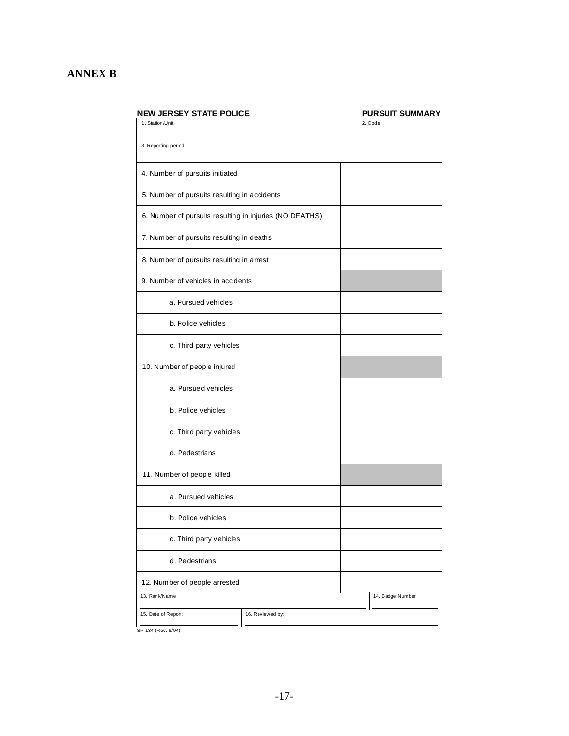# ANNEX B

**NEW JERSEY STATE POLICE** **PURSUIT SUMMARY**

| | |
|---|---|
| 1. Station/Unit | 2. Code |
| 3. Reporting period | |
| 4. Number of pursuits initiated | |
| 5. Number of pursuits resulting in accidents | |
| 6. Number of pursuits resulting in injuries (NO DEATHS) | |
| 7. Number of pursuits resulting in deaths | |
| 8. Number of pursuits resulting in arrest | |
| 9. Number of vehicles in accidents | |
| a. Pursued vehicles | |
| b. Police vehicles | |
| c. Third party vehicles | |
| 10. Number of people injured | |
| a. Pursued vehicles | |
| b. Police vehicles | |
| c. Third party vehicles | |
| d. Pedestrians | |
| 11. Number of people killed | |
| a. Pursued vehicles | |
| b. Police vehicles | |
| c. Third party vehicles | |
| d. Pedestrians | |
| 12. Number of people arrested | |
| 13. Rank/Name | 14. Badge Number |
| 15. Date of Report: | 16. Reviewed by: |

SP-134 (Rev. 6/94)